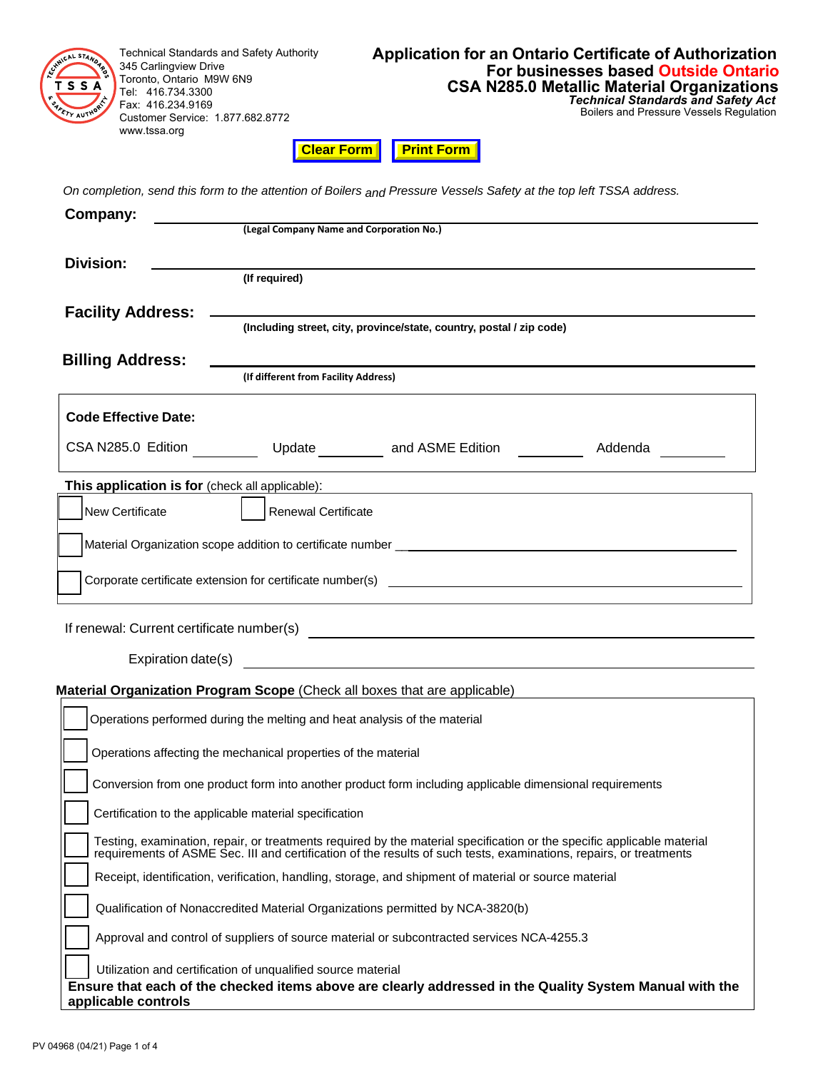Technical Standards and Safety Authority
345 Carlingview Drive
Toronto, Ontario M9W 6N9
Tel: 416.734.3300
Fax: 416.234.9169
Customer Service: 1.877.682.8772
www.tssa.org

# Application for an Ontario Certificate of Authorization For businesses based Outside Ontario CSA N285.0 Metallic Material Organizations

***Technical Standards and Safety Act***

Boilers and Pressure Vessels Regulation

Clear Form | Print Form

*On completion, send this form to the attention of Boilers and Pressure Vessels Safety at the top left TSSA address.*

**Company:** ______________________________
**(Legal Company Name and Corporation No.)**

**Division:** ______________________________
**(If required)**

**Facility Address:** ______________________________
**(Including street, city, province/state, country, postal / zip code)**

**Billing Address:** ______________________________
**(If different from Facility Address)**

**Code Effective Date:**

CSA N285.0 Edition ________ Update ________ and ASME Edition ________ Addenda ________

**This application is for** (check all applicable):

- ☐ New Certificate
- ☐ Renewal Certificate
- ☐ Material Organization scope addition to certificate number ______________________________
- ☐ Corporate certificate extension for certificate number(s) ______________________________

If renewal: Current certificate number(s) ______________________________

Expiration date(s) ______________________________

**Material Organization Program Scope** (Check all boxes that are applicable)

- ☐ Operations performed during the melting and heat analysis of the material
- ☐ Operations affecting the mechanical properties of the material
- ☐ Conversion from one product form into another product form including applicable dimensional requirements
- ☐ Certification to the applicable material specification
- ☐ Testing, examination, repair, or treatments required by the material specification or the specific applicable material requirements of ASME Sec. III and certification of the results of such tests, examinations, repairs, or treatments
- ☐ Receipt, identification, verification, handling, storage, and shipment of material or source material
- ☐ Qualification of Nonaccredited Material Organizations permitted by NCA-3820(b)
- ☐ Approval and control of suppliers of source material or subcontracted services NCA-4255.3
- ☐ Utilization and certification of unqualified source material

**Ensure that each of the checked items above are clearly addressed in the Quality System Manual with the applicable controls**

PV 04968 (04/21)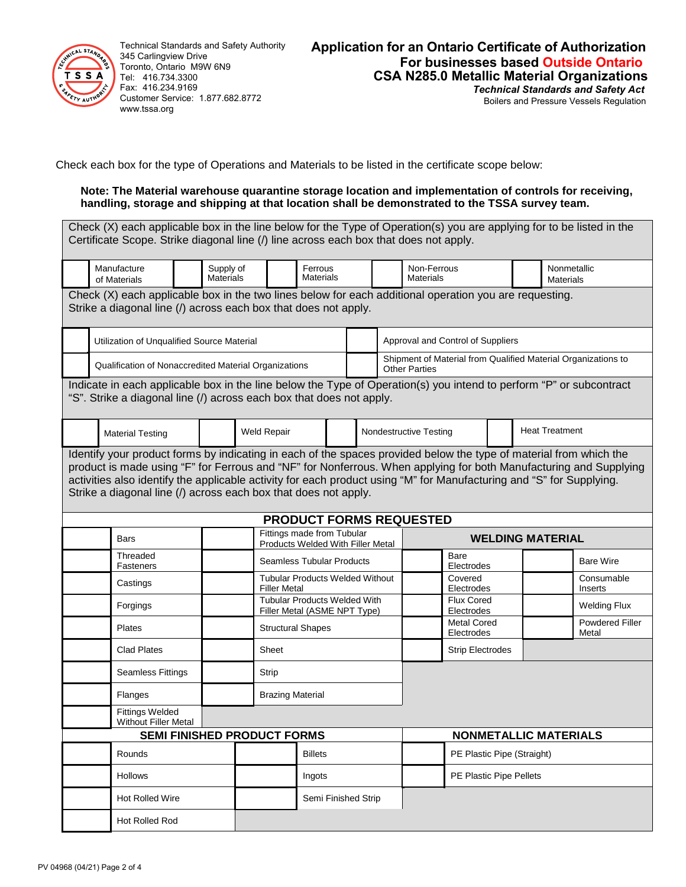Technical Standards and Safety Authority
345 Carlingview Drive
Toronto, Ontario M9W 6N9
Tel: 416.734.3300
Fax: 416.234.9169
Customer Service: 1.877.682.8772
www.tssa.org

# Application for an Ontario Certificate of Authorization
## For businesses based Outside Ontario
## CSA N285.0 Metallic Material Organizations

***Technical Standards and Safety Act***
Boilers and Pressure Vessels Regulation

Check each box for the type of Operations and Materials to be listed in the certificate scope below:

**Note: The Material warehouse quarantine storage location and implementation of controls for receiving, handling, storage and shipping at that location shall be demonstrated to the TSSA survey team.**

Check (X) each applicable box in the line below for the Type of Operation(s) you are applying for to be listed in the Certificate Scope. Strike diagonal line (/) line across each box that does not apply.

| | | | | | | | | | |
|---|---|---|---|---|---|---|---|---|---|
| | Manufacture of Materials | | Supply of Materials | | Ferrous Materials | | Non-Ferrous Materials | | Nonmetallic Materials |

Check (X) each applicable box in the two lines below for each additional operation you are requesting. Strike a diagonal line (/) across each box that does not apply.

| | | | |
|---|---|---|---|
| | Utilization of Unqualified Source Material | | Approval and Control of Suppliers |
| | Qualification of Nonaccredited Material Organizations | | Shipment of Material from Qualified Material Organizations to Other Parties |

Indicate in each applicable box in the line below the Type of Operation(s) you intend to perform "P" or subcontract "S". Strike a diagonal line (/) across each box that does not apply.

| | | | | | | | |
|---|---|---|---|---|---|---|---|
| | Material Testing | | Weld Repair | | Nondestructive Testing | | Heat Treatment |

Identify your product forms by indicating in each of the spaces provided below the type of material from which the product is made using "F" for Ferrous and "NF" for Nonferrous. When applying for both Manufacturing and Supplying activities also identify the applicable activity for each product using "M" for Manufacturing and "S" for Supplying. Strike a diagonal line (/) across each box that does not apply.

### PRODUCT FORMS REQUESTED

| | | | | WELDING MATERIAL | | | |
|---|---|---|---|---|---|---|---|
| | Bars | | Fittings made from Tubular Products Welded With Filler Metal | | | | |
| | Threaded Fasteners | | Seamless Tubular Products | | Bare Electrodes | | Bare Wire |
| | Castings | | Tubular Products Welded Without Filler Metal | | Covered Electrodes | | Consumable Inserts |
| | Forgings | | Tubular Products Welded With Filler Metal (ASME NPT Type) | | Flux Cored Electrodes | | Welding Flux |
| | Plates | | Structural Shapes | | Metal Cored Electrodes | | Powdered Filler Metal |
| | Clad Plates | | Sheet | | Strip Electrodes | | |
| | Seamless Fittings | | Strip | | | | |
| | Flanges | | Brazing Material | | | | |
| | Fittings Welded Without Filler Metal | | | | | | |

| SEMI FINISHED PRODUCT FORMS | | | | NONMETALLIC MATERIALS | |
|---|---|---|---|---|---|
| | Rounds | | Billets | | PE Plastic Pipe (Straight) |
| | Hollows | | Ingots | | PE Plastic Pipe Pellets |
| | Hot Rolled Wire | | Semi Finished Strip | | |
| | Hot Rolled Rod | | | | |

PV 04968 (04/21)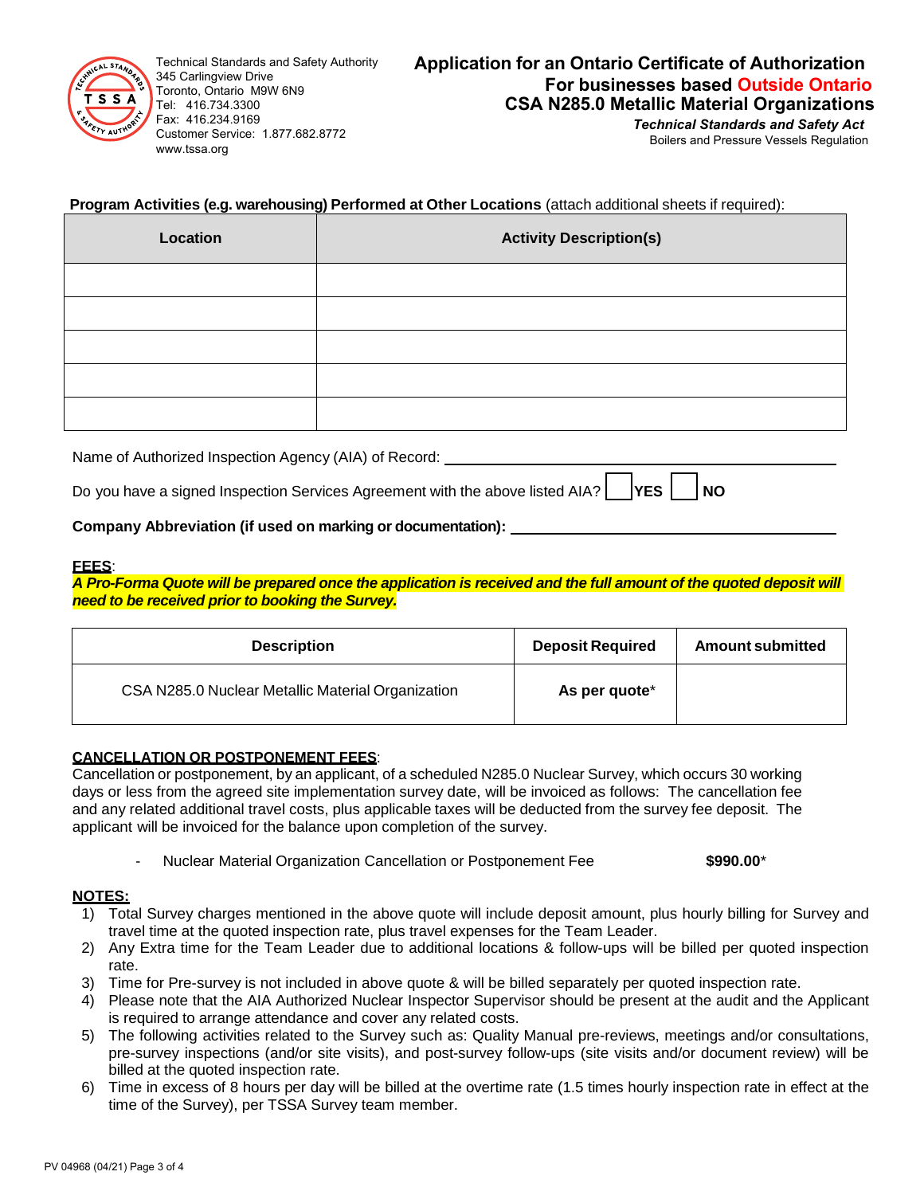Technical Standards and Safety Authority
345 Carlingview Drive
Toronto, Ontario M9W 6N9
Tel: 416.734.3300
Fax: 416.234.9169
Customer Service: 1.877.682.8772
www.tssa.org

# Application for an Ontario Certificate of Authorization
## For businesses based Outside Ontario
## CSA N285.0 Metallic Material Organizations

***Technical Standards and Safety Act***
Boilers and Pressure Vessels Regulation

**Program Activities (e.g. warehousing) Performed at Other Locations** (attach additional sheets if required):

| Location | Activity Description(s) |
|---|---|
| | |
| | |
| | |
| | |
| | |

Name of Authorized Inspection Agency (AIA) of Record: ______________________________

Do you have a signed Inspection Services Agreement with the above listed AIA? ☐ **YES** ☐ **NO**

**Company Abbreviation (if used on marking or documentation):** ______________________________

**FEES**:
***A Pro-Forma Quote will be prepared once the application is received and the full amount of the quoted deposit will need to be received prior to booking the Survey.***

| Description | Deposit Required | Amount submitted |
|---|---|---|
| CSA N285.0 Nuclear Metallic Material Organization | **As per quote*** | |

**CANCELLATION OR POSTPONEMENT FEES**:
Cancellation or postponement, by an applicant, of a scheduled N285.0 Nuclear Survey, which occurs 30 working days or less from the agreed site implementation survey date, will be invoiced as follows: The cancellation fee and any related additional travel costs, plus applicable taxes will be deducted from the survey fee deposit. The applicant will be invoiced for the balance upon completion of the survey.

- Nuclear Material Organization Cancellation or Postponement Fee **$990.00***

**NOTES:**
1) Total Survey charges mentioned in the above quote will include deposit amount, plus hourly billing for Survey and travel time at the quoted inspection rate, plus travel expenses for the Team Leader.
2) Any Extra time for the Team Leader due to additional locations & follow-ups will be billed per quoted inspection rate.
3) Time for Pre-survey is not included in above quote & will be billed separately per quoted inspection rate.
4) Please note that the AIA Authorized Nuclear Inspector Supervisor should be present at the audit and the Applicant is required to arrange attendance and cover any related costs.
5) The following activities related to the Survey such as: Quality Manual pre-reviews, meetings and/or consultations, pre-survey inspections (and/or site visits), and post-survey follow-ups (site visits and/or document review) will be billed at the quoted inspection rate.
6) Time in excess of 8 hours per day will be billed at the overtime rate (1.5 times hourly inspection rate in effect at the time of the Survey), per TSSA Survey team member.

PV 04968 (04/21)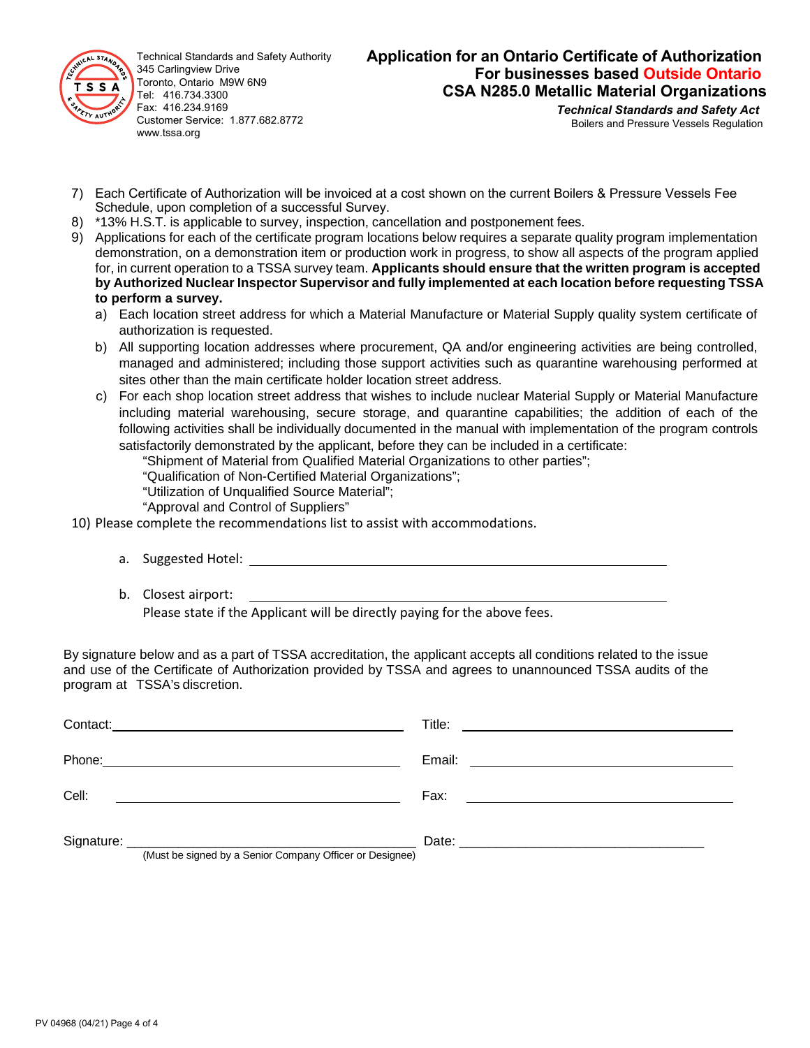Technical Standards and Safety Authority
345 Carlingview Drive
Toronto, Ontario M9W 6N9
Tel: 416.734.3300
Fax: 416.234.9169
Customer Service: 1.877.682.8772
www.tssa.org

# Application for an Ontario Certificate of Authorization For businesses based Outside Ontario CSA N285.0 Metallic Material Organizations

***Technical Standards and Safety Act***
Boilers and Pressure Vessels Regulation

7) Each Certificate of Authorization will be invoiced at a cost shown on the current Boilers & Pressure Vessels Fee Schedule, upon completion of a successful Survey.
8) *13% H.S.T. is applicable to survey, inspection, cancellation and postponement fees.
9) Applications for each of the certificate program locations below requires a separate quality program implementation demonstration, on a demonstration item or production work in progress, to show all aspects of the program applied for, in current operation to a TSSA survey team. **Applicants should ensure that the written program is accepted by Authorized Nuclear Inspector Supervisor and fully implemented at each location before requesting TSSA to perform a survey.**
   a) Each location street address for which a Material Manufacture or Material Supply quality system certificate of authorization is requested.
   b) All supporting location addresses where procurement, QA and/or engineering activities are being controlled, managed and administered; including those support activities such as quarantine warehousing performed at sites other than the main certificate holder location street address.
   c) For each shop location street address that wishes to include nuclear Material Supply or Material Manufacture including material warehousing, secure storage, and quarantine capabilities; the addition of each of the following activities shall be individually documented in the manual with implementation of the program controls satisfactorily demonstrated by the applicant, before they can be included in a certificate:
      "Shipment of Material from Qualified Material Organizations to other parties";
      "Qualification of Non-Certified Material Organizations";
      "Utilization of Unqualified Source Material";
      "Approval and Control of Suppliers"
10) Please complete the recommendations list to assist with accommodations.
   a. Suggested Hotel: ______________________________
   b. Closest airport: ______________________________
      Please state if the Applicant will be directly paying for the above fees.

By signature below and as a part of TSSA accreditation, the applicant accepts all conditions related to the issue and use of the Certificate of Authorization provided by TSSA and agrees to unannounced TSSA audits of the program at TSSA's discretion.

Contact: ______________________________ Title: ______________________________

Phone: ______________________________ Email: ______________________________

Cell: ______________________________ Fax: ______________________________

Signature: ______________________________ Date: ______________________________
(Must be signed by a Senior Company Officer or Designee)

PV 04968 (04/21)